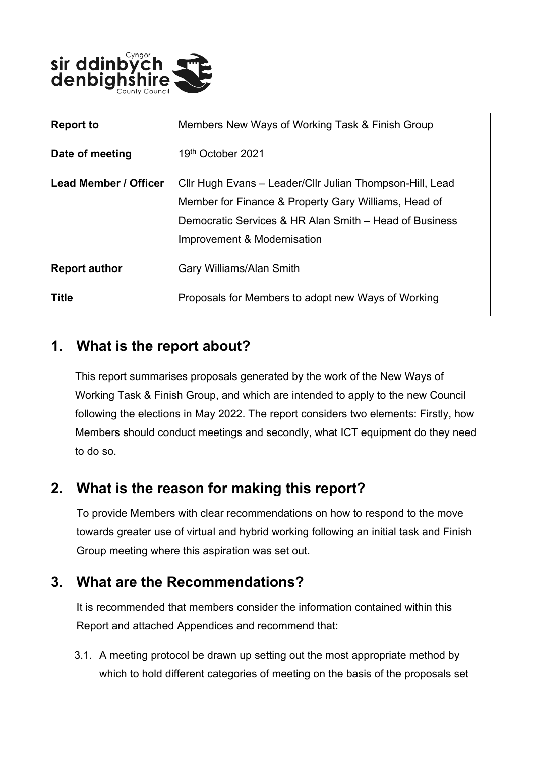Cyngor sir ddinbych denbighshire County Council

| Report to | Members New Ways of Working Task & Finish Group |
| --- | --- |
| Date of meeting | 19th October 2021 |
| Lead Member / Officer | Cllr Hugh Evans – Leader/Cllr Julian Thompson-Hill, Lead Member for Finance & Property Gary Williams, Head of Democratic Services & HR Alan Smith **–** Head of Business Improvement & Modernisation |
| Report author | Gary Williams/Alan Smith |
| Title | Proposals for Members to adopt new Ways of Working |

## 1. What is the report about?

This report summarises proposals generated by the work of the New Ways of Working Task & Finish Group, and which are intended to apply to the new Council following the elections in May 2022. The report considers two elements: Firstly, how Members should conduct meetings and secondly, what ICT equipment do they need to do so.

## 2. What is the reason for making this report?

To provide Members with clear recommendations on how to respond to the move towards greater use of virtual and hybrid working following an initial task and Finish Group meeting where this aspiration was set out.

## 3. What are the Recommendations?

It is recommended that members consider the information contained within this Report and attached Appendices and recommend that:

3.1. A meeting protocol be drawn up setting out the most appropriate method by which to hold different categories of meeting on the basis of the proposals set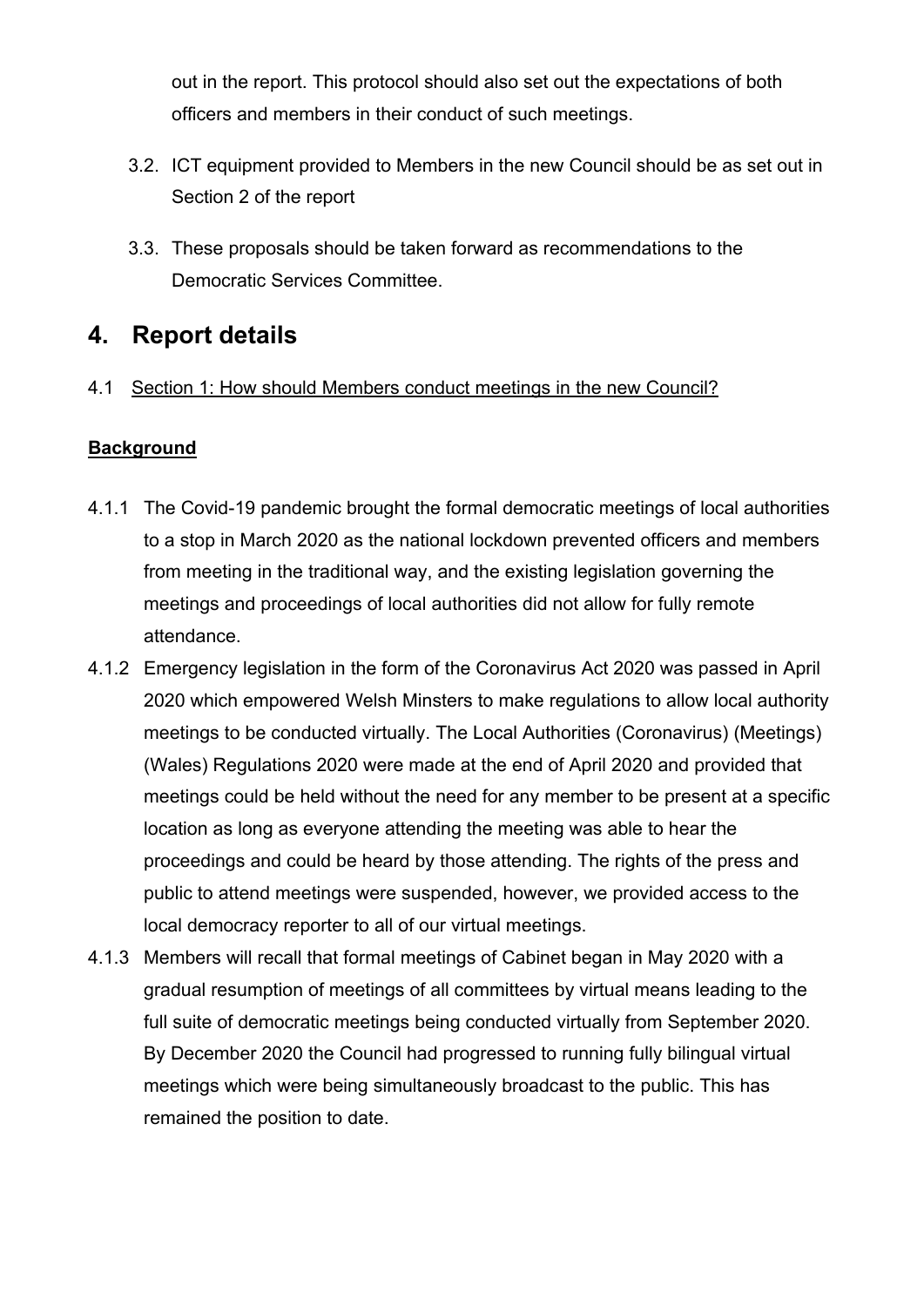out in the report. This protocol should also set out the expectations of both officers and members in their conduct of such meetings.

3.2. ICT equipment provided to Members in the new Council should be as set out in Section 2 of the report

3.3. These proposals should be taken forward as recommendations to the Democratic Services Committee.

## 4. Report details

4.1 Section 1: How should Members conduct meetings in the new Council?

**Background**

4.1.1 The Covid-19 pandemic brought the formal democratic meetings of local authorities to a stop in March 2020 as the national lockdown prevented officers and members from meeting in the traditional way, and the existing legislation governing the meetings and proceedings of local authorities did not allow for fully remote attendance.

4.1.2 Emergency legislation in the form of the Coronavirus Act 2020 was passed in April 2020 which empowered Welsh Minsters to make regulations to allow local authority meetings to be conducted virtually. The Local Authorities (Coronavirus) (Meetings) (Wales) Regulations 2020 were made at the end of April 2020 and provided that meetings could be held without the need for any member to be present at a specific location as long as everyone attending the meeting was able to hear the proceedings and could be heard by those attending. The rights of the press and public to attend meetings were suspended, however, we provided access to the local democracy reporter to all of our virtual meetings.

4.1.3 Members will recall that formal meetings of Cabinet began in May 2020 with a gradual resumption of meetings of all committees by virtual means leading to the full suite of democratic meetings being conducted virtually from September 2020. By December 2020 the Council had progressed to running fully bilingual virtual meetings which were being simultaneously broadcast to the public. This has remained the position to date.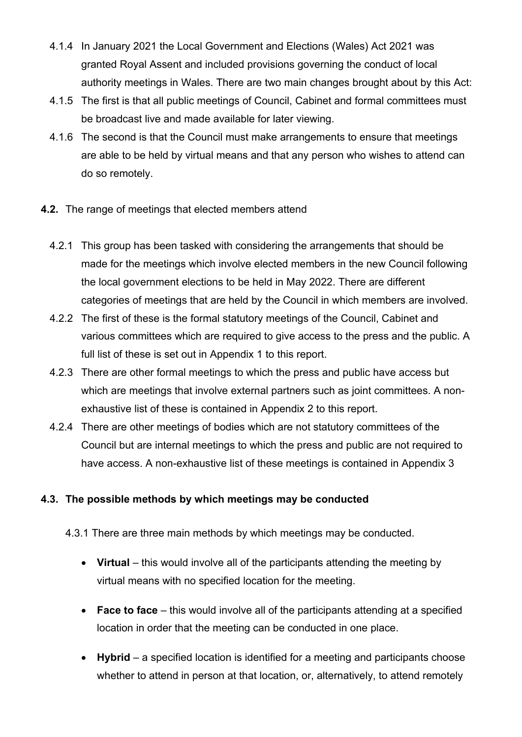4.1.4 In January 2021 the Local Government and Elections (Wales) Act 2021 was granted Royal Assent and included provisions governing the conduct of local authority meetings in Wales. There are two main changes brought about by this Act:

4.1.5 The first is that all public meetings of Council, Cabinet and formal committees must be broadcast live and made available for later viewing.

4.1.6 The second is that the Council must make arrangements to ensure that meetings are able to be held by virtual means and that any person who wishes to attend can do so remotely.

**4.2.** The range of meetings that elected members attend

4.2.1 This group has been tasked with considering the arrangements that should be made for the meetings which involve elected members in the new Council following the local government elections to be held in May 2022. There are different categories of meetings that are held by the Council in which members are involved.

4.2.2 The first of these is the formal statutory meetings of the Council, Cabinet and various committees which are required to give access to the press and the public. A full list of these is set out in Appendix 1 to this report.

4.2.3 There are other formal meetings to which the press and public have access but which are meetings that involve external partners such as joint committees. A non-exhaustive list of these is contained in Appendix 2 to this report.

4.2.4 There are other meetings of bodies which are not statutory committees of the Council but are internal meetings to which the press and public are not required to have access. A non-exhaustive list of these meetings is contained in Appendix 3

**4.3. The possible methods by which meetings may be conducted**

4.3.1 There are three main methods by which meetings may be conducted.

- **Virtual** – this would involve all of the participants attending the meeting by virtual means with no specified location for the meeting.

- **Face to face** – this would involve all of the participants attending at a specified location in order that the meeting can be conducted in one place.

- **Hybrid** – a specified location is identified for a meeting and participants choose whether to attend in person at that location, or, alternatively, to attend remotely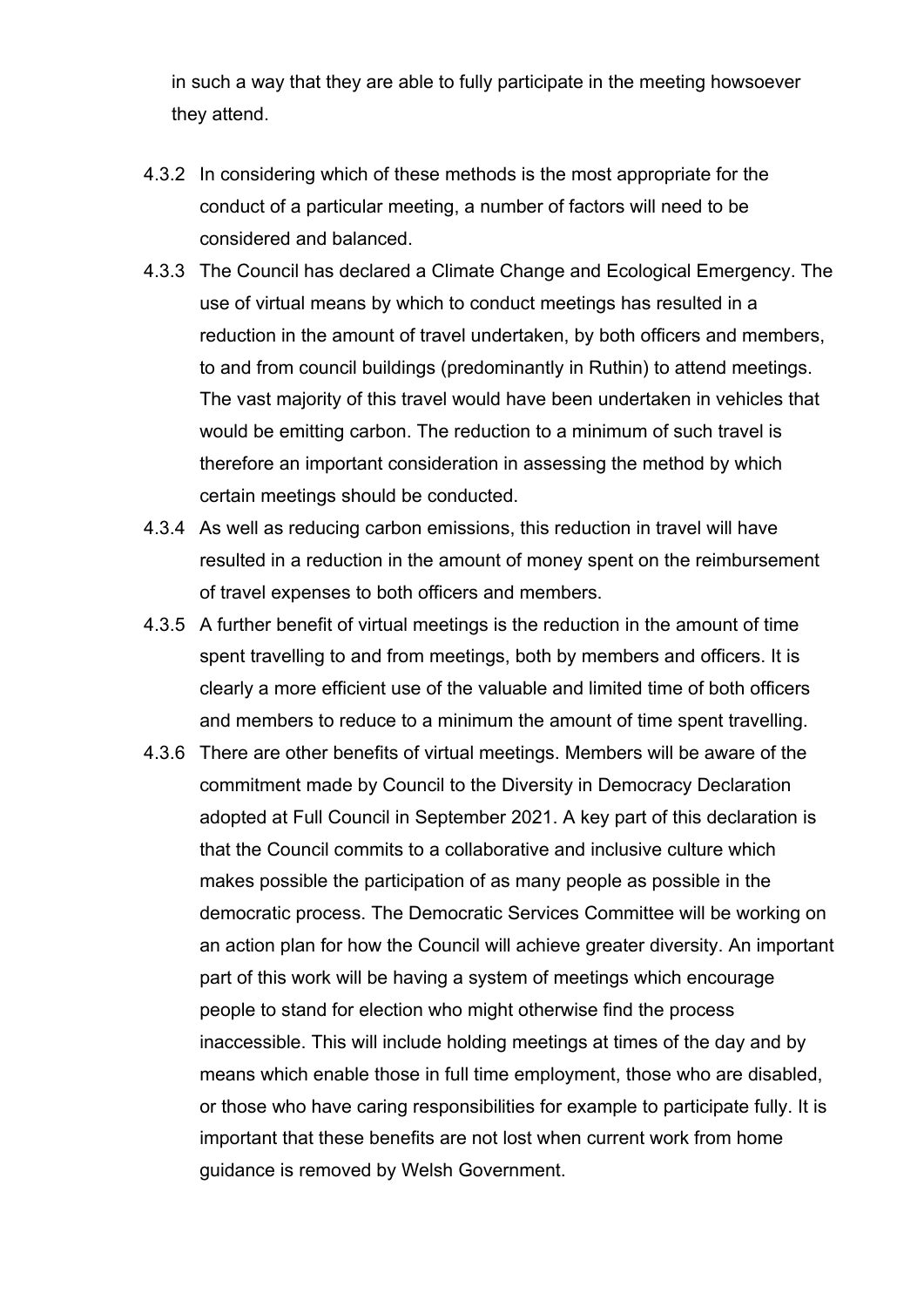in such a way that they are able to fully participate in the meeting howsoever they attend.

4.3.2 In considering which of these methods is the most appropriate for the conduct of a particular meeting, a number of factors will need to be considered and balanced.

4.3.3 The Council has declared a Climate Change and Ecological Emergency. The use of virtual means by which to conduct meetings has resulted in a reduction in the amount of travel undertaken, by both officers and members, to and from council buildings (predominantly in Ruthin) to attend meetings. The vast majority of this travel would have been undertaken in vehicles that would be emitting carbon. The reduction to a minimum of such travel is therefore an important consideration in assessing the method by which certain meetings should be conducted.

4.3.4 As well as reducing carbon emissions, this reduction in travel will have resulted in a reduction in the amount of money spent on the reimbursement of travel expenses to both officers and members.

4.3.5 A further benefit of virtual meetings is the reduction in the amount of time spent travelling to and from meetings, both by members and officers. It is clearly a more efficient use of the valuable and limited time of both officers and members to reduce to a minimum the amount of time spent travelling.

4.3.6 There are other benefits of virtual meetings. Members will be aware of the commitment made by Council to the Diversity in Democracy Declaration adopted at Full Council in September 2021. A key part of this declaration is that the Council commits to a collaborative and inclusive culture which makes possible the participation of as many people as possible in the democratic process. The Democratic Services Committee will be working on an action plan for how the Council will achieve greater diversity. An important part of this work will be having a system of meetings which encourage people to stand for election who might otherwise find the process inaccessible. This will include holding meetings at times of the day and by means which enable those in full time employment, those who are disabled, or those who have caring responsibilities for example to participate fully. It is important that these benefits are not lost when current work from home guidance is removed by Welsh Government.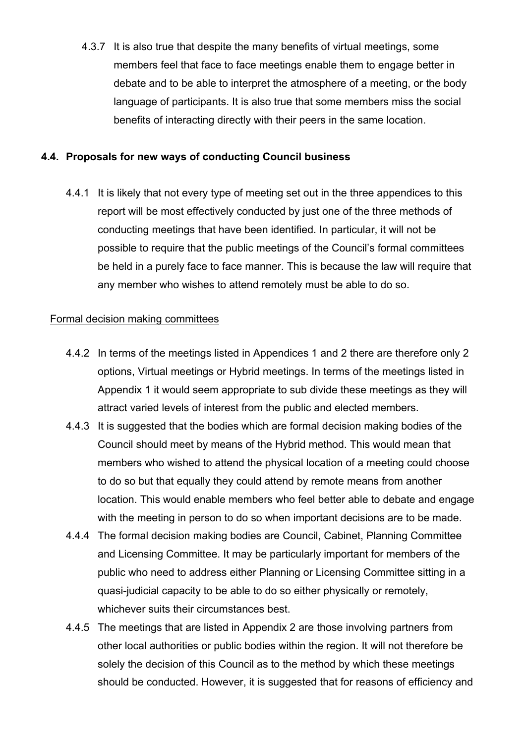4.3.7 It is also true that despite the many benefits of virtual meetings, some members feel that face to face meetings enable them to engage better in debate and to be able to interpret the atmosphere of a meeting, or the body language of participants. It is also true that some members miss the social benefits of interacting directly with their peers in the same location.

## 4.4. Proposals for new ways of conducting Council business

4.4.1 It is likely that not every type of meeting set out in the three appendices to this report will be most effectively conducted by just one of the three methods of conducting meetings that have been identified. In particular, it will not be possible to require that the public meetings of the Council's formal committees be held in a purely face to face manner. This is because the law will require that any member who wishes to attend remotely must be able to do so.

Formal decision making committees

4.4.2 In terms of the meetings listed in Appendices 1 and 2 there are therefore only 2 options, Virtual meetings or Hybrid meetings. In terms of the meetings listed in Appendix 1 it would seem appropriate to sub divide these meetings as they will attract varied levels of interest from the public and elected members.

4.4.3 It is suggested that the bodies which are formal decision making bodies of the Council should meet by means of the Hybrid method. This would mean that members who wished to attend the physical location of a meeting could choose to do so but that equally they could attend by remote means from another location. This would enable members who feel better able to debate and engage with the meeting in person to do so when important decisions are to be made.

4.4.4 The formal decision making bodies are Council, Cabinet, Planning Committee and Licensing Committee. It may be particularly important for members of the public who need to address either Planning or Licensing Committee sitting in a quasi-judicial capacity to be able to do so either physically or remotely, whichever suits their circumstances best.

4.4.5 The meetings that are listed in Appendix 2 are those involving partners from other local authorities or public bodies within the region. It will not therefore be solely the decision of this Council as to the method by which these meetings should be conducted. However, it is suggested that for reasons of efficiency and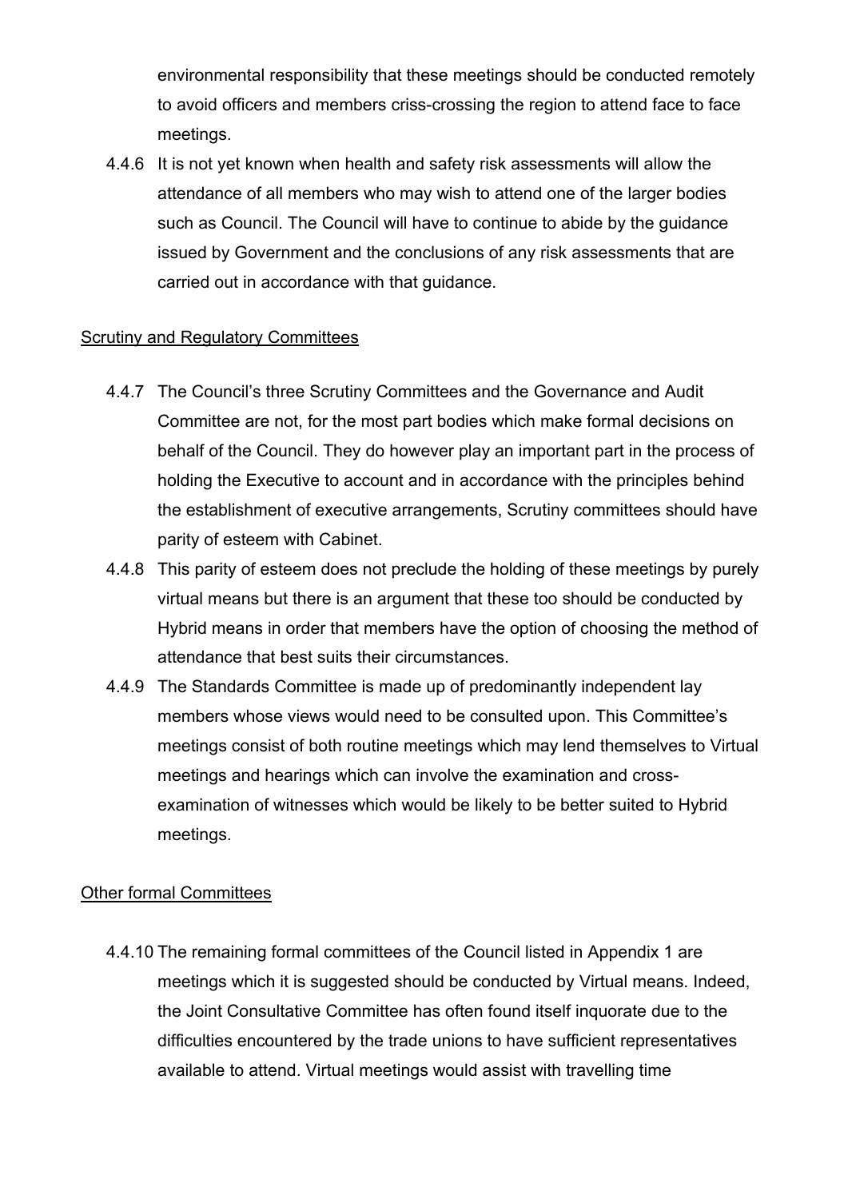environmental responsibility that these meetings should be conducted remotely to avoid officers and members criss-crossing the region to attend face to face meetings.

4.4.6 It is not yet known when health and safety risk assessments will allow the attendance of all members who may wish to attend one of the larger bodies such as Council. The Council will have to continue to abide by the guidance issued by Government and the conclusions of any risk assessments that are carried out in accordance with that guidance.

Scrutiny and Regulatory Committees

4.4.7 The Council's three Scrutiny Committees and the Governance and Audit Committee are not, for the most part bodies which make formal decisions on behalf of the Council. They do however play an important part in the process of holding the Executive to account and in accordance with the principles behind the establishment of executive arrangements, Scrutiny committees should have parity of esteem with Cabinet.

4.4.8 This parity of esteem does not preclude the holding of these meetings by purely virtual means but there is an argument that these too should be conducted by Hybrid means in order that members have the option of choosing the method of attendance that best suits their circumstances.

4.4.9 The Standards Committee is made up of predominantly independent lay members whose views would need to be consulted upon. This Committee's meetings consist of both routine meetings which may lend themselves to Virtual meetings and hearings which can involve the examination and cross-examination of witnesses which would be likely to be better suited to Hybrid meetings.

Other formal Committees

4.4.10 The remaining formal committees of the Council listed in Appendix 1 are meetings which it is suggested should be conducted by Virtual means. Indeed, the Joint Consultative Committee has often found itself inquorate due to the difficulties encountered by the trade unions to have sufficient representatives available to attend. Virtual meetings would assist with travelling time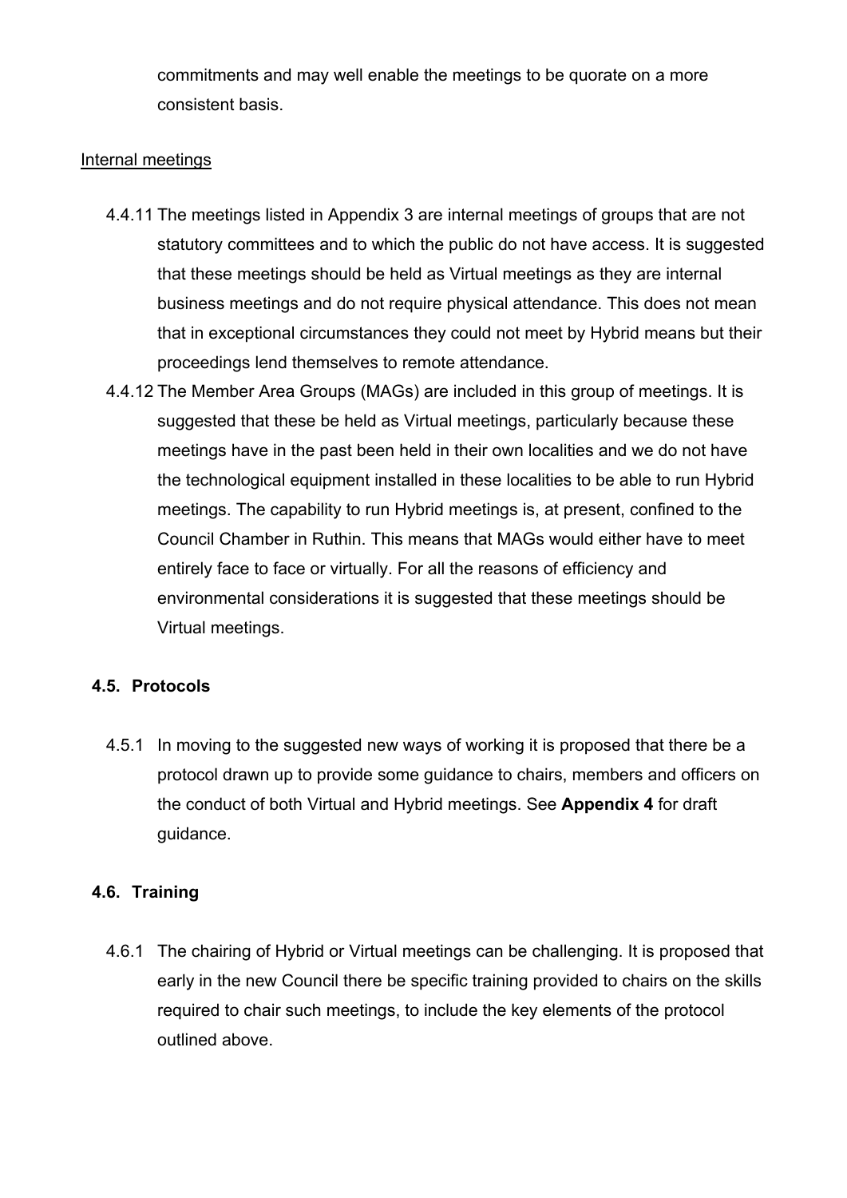commitments and may well enable the meetings to be quorate on a more consistent basis.

Internal meetings

4.4.11 The meetings listed in Appendix 3 are internal meetings of groups that are not statutory committees and to which the public do not have access. It is suggested that these meetings should be held as Virtual meetings as they are internal business meetings and do not require physical attendance. This does not mean that in exceptional circumstances they could not meet by Hybrid means but their proceedings lend themselves to remote attendance.

4.4.12 The Member Area Groups (MAGs) are included in this group of meetings. It is suggested that these be held as Virtual meetings, particularly because these meetings have in the past been held in their own localities and we do not have the technological equipment installed in these localities to be able to run Hybrid meetings. The capability to run Hybrid meetings is, at present, confined to the Council Chamber in Ruthin. This means that MAGs would either have to meet entirely face to face or virtually. For all the reasons of efficiency and environmental considerations it is suggested that these meetings should be Virtual meetings.

## 4.5. Protocols

4.5.1 In moving to the suggested new ways of working it is proposed that there be a protocol drawn up to provide some guidance to chairs, members and officers on the conduct of both Virtual and Hybrid meetings. See **Appendix 4** for draft guidance.

## 4.6. Training

4.6.1 The chairing of Hybrid or Virtual meetings can be challenging. It is proposed that early in the new Council there be specific training provided to chairs on the skills required to chair such meetings, to include the key elements of the protocol outlined above.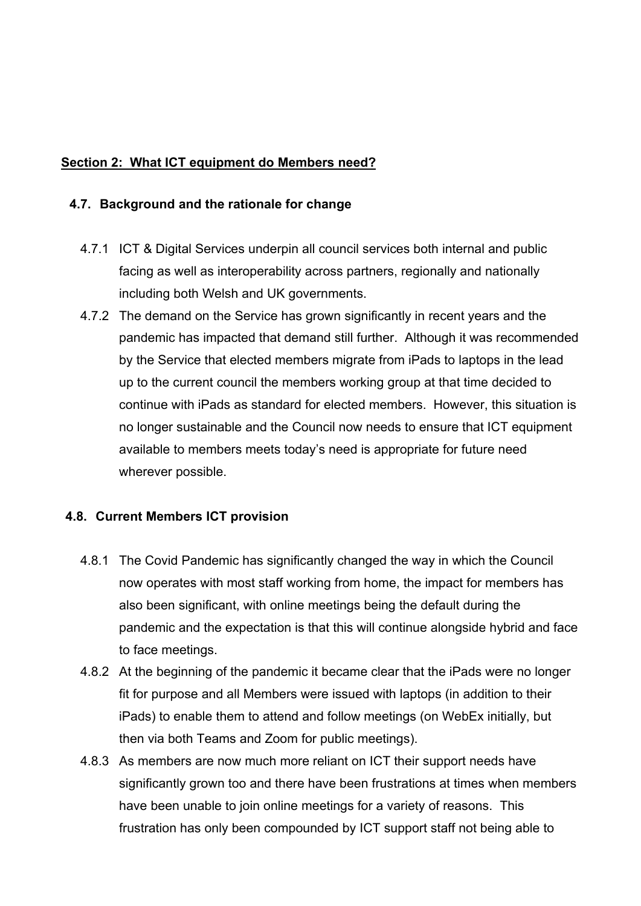**Section 2: What ICT equipment do Members need?**

### 4.7. Background and the rationale for change

4.7.1 ICT & Digital Services underpin all council services both internal and public facing as well as interoperability across partners, regionally and nationally including both Welsh and UK governments.

4.7.2 The demand on the Service has grown significantly in recent years and the pandemic has impacted that demand still further. Although it was recommended by the Service that elected members migrate from iPads to laptops in the lead up to the current council the members working group at that time decided to continue with iPads as standard for elected members. However, this situation is no longer sustainable and the Council now needs to ensure that ICT equipment available to members meets today's need is appropriate for future need wherever possible.

### 4.8. Current Members ICT provision

4.8.1 The Covid Pandemic has significantly changed the way in which the Council now operates with most staff working from home, the impact for members has also been significant, with online meetings being the default during the pandemic and the expectation is that this will continue alongside hybrid and face to face meetings.

4.8.2 At the beginning of the pandemic it became clear that the iPads were no longer fit for purpose and all Members were issued with laptops (in addition to their iPads) to enable them to attend and follow meetings (on WebEx initially, but then via both Teams and Zoom for public meetings).

4.8.3 As members are now much more reliant on ICT their support needs have significantly grown too and there have been frustrations at times when members have been unable to join online meetings for a variety of reasons. This frustration has only been compounded by ICT support staff not being able to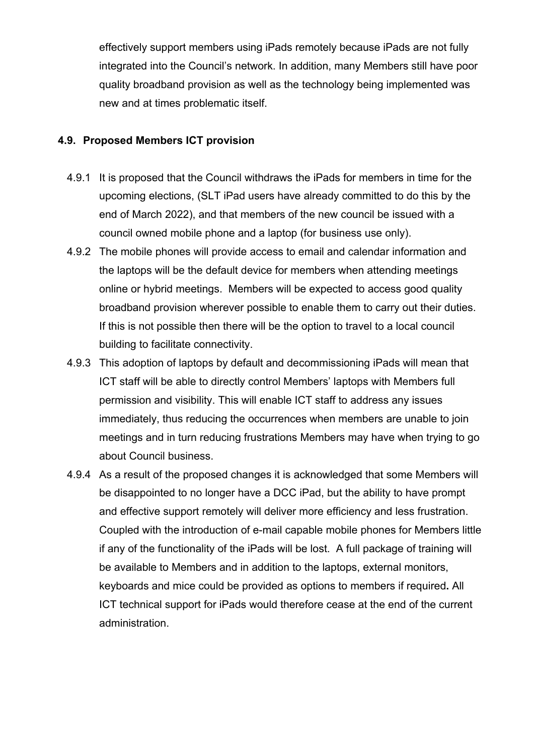effectively support members using iPads remotely because iPads are not fully integrated into the Council's network. In addition, many Members still have poor quality broadband provision as well as the technology being implemented was new and at times problematic itself.

### 4.9. Proposed Members ICT provision

4.9.1 It is proposed that the Council withdraws the iPads for members in time for the upcoming elections, (SLT iPad users have already committed to do this by the end of March 2022), and that members of the new council be issued with a council owned mobile phone and a laptop (for business use only).

4.9.2 The mobile phones will provide access to email and calendar information and the laptops will be the default device for members when attending meetings online or hybrid meetings. Members will be expected to access good quality broadband provision wherever possible to enable them to carry out their duties. If this is not possible then there will be the option to travel to a local council building to facilitate connectivity.

4.9.3 This adoption of laptops by default and decommissioning iPads will mean that ICT staff will be able to directly control Members' laptops with Members full permission and visibility. This will enable ICT staff to address any issues immediately, thus reducing the occurrences when members are unable to join meetings and in turn reducing frustrations Members may have when trying to go about Council business.

4.9.4 As a result of the proposed changes it is acknowledged that some Members will be disappointed to no longer have a DCC iPad, but the ability to have prompt and effective support remotely will deliver more efficiency and less frustration. Coupled with the introduction of e-mail capable mobile phones for Members little if any of the functionality of the iPads will be lost. A full package of training will be available to Members and in addition to the laptops, external monitors, keyboards and mice could be provided as options to members if required**.** All ICT technical support for iPads would therefore cease at the end of the current administration.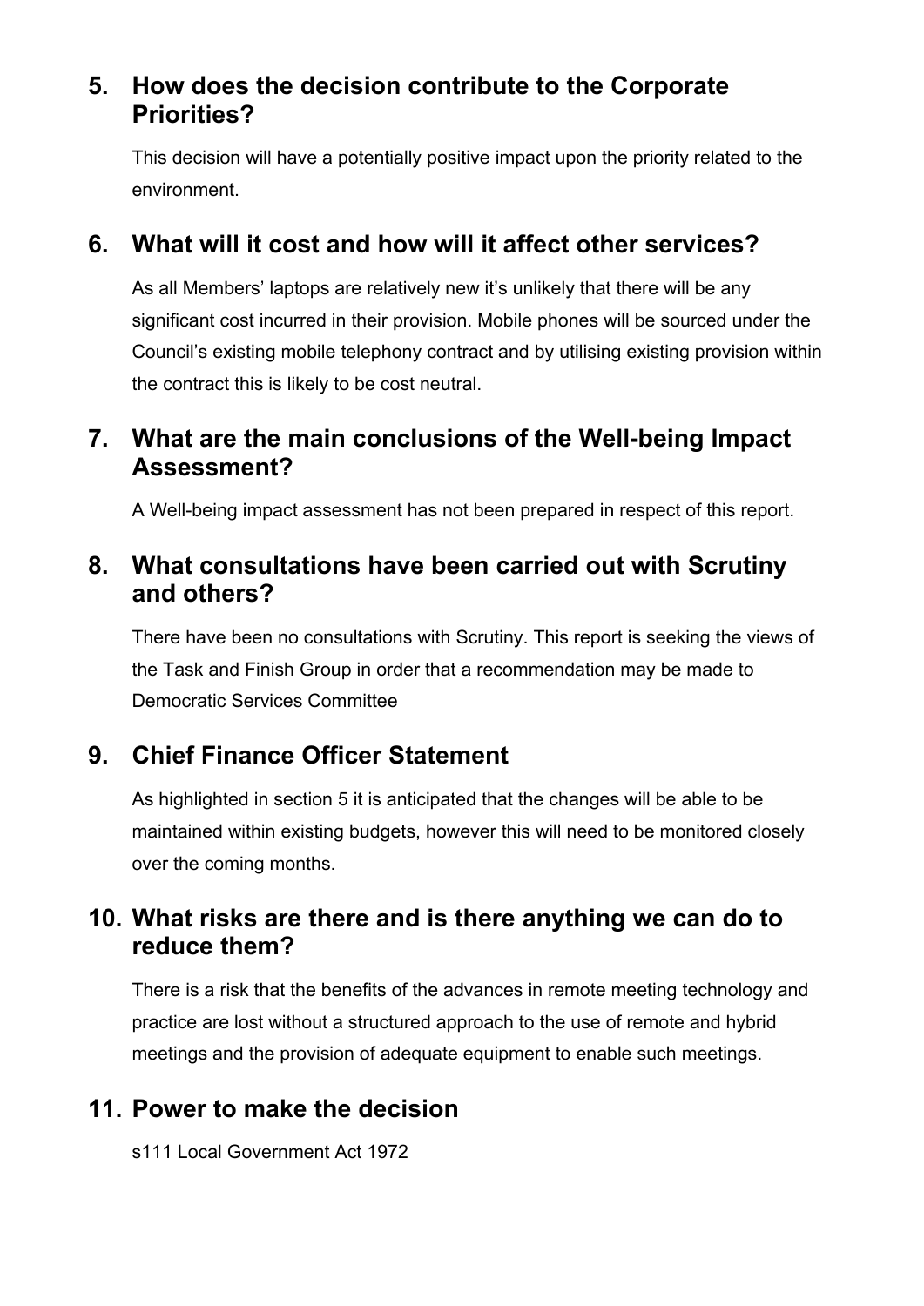## 5. How does the decision contribute to the Corporate Priorities?

This decision will have a potentially positive impact upon the priority related to the environment.

## 6. What will it cost and how will it affect other services?

As all Members' laptops are relatively new it's unlikely that there will be any significant cost incurred in their provision. Mobile phones will be sourced under the Council's existing mobile telephony contract and by utilising existing provision within the contract this is likely to be cost neutral.

## 7. What are the main conclusions of the Well-being Impact Assessment?

A Well-being impact assessment has not been prepared in respect of this report.

## 8. What consultations have been carried out with Scrutiny and others?

There have been no consultations with Scrutiny. This report is seeking the views of the Task and Finish Group in order that a recommendation may be made to Democratic Services Committee

## 9. Chief Finance Officer Statement

As highlighted in section 5 it is anticipated that the changes will be able to be maintained within existing budgets, however this will need to be monitored closely over the coming months.

## 10. What risks are there and is there anything we can do to reduce them?

There is a risk that the benefits of the advances in remote meeting technology and practice are lost without a structured approach to the use of remote and hybrid meetings and the provision of adequate equipment to enable such meetings.

## 11. Power to make the decision

s111 Local Government Act 1972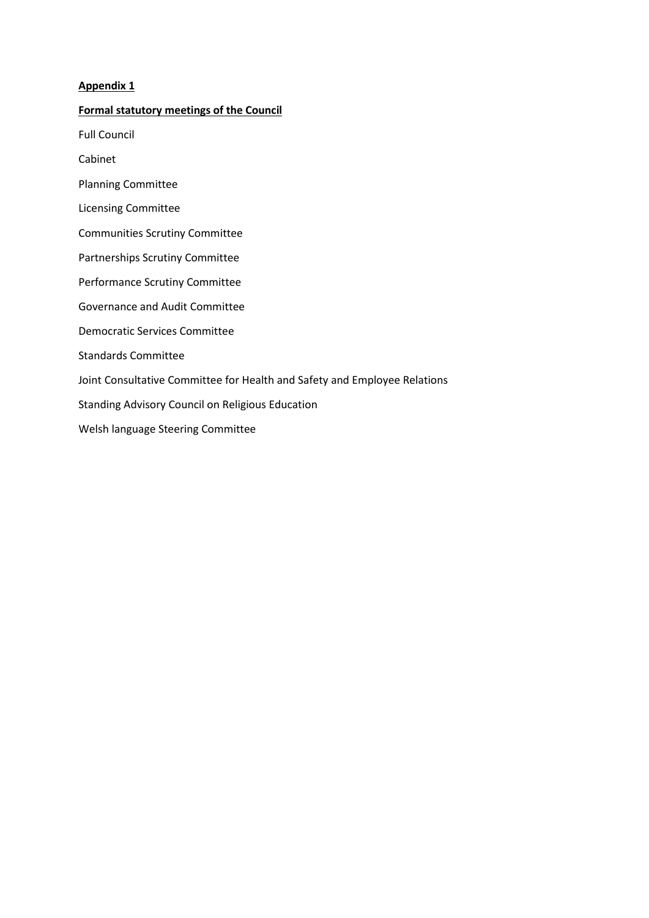**Appendix 1**

**Formal statutory meetings of the Council**

Full Council

Cabinet

Planning Committee

Licensing Committee

Communities Scrutiny Committee

Partnerships Scrutiny Committee

Performance Scrutiny Committee

Governance and Audit Committee

Democratic Services Committee

Standards Committee

Joint Consultative Committee for Health and Safety and Employee Relations

Standing Advisory Council on Religious Education

Welsh language Steering Committee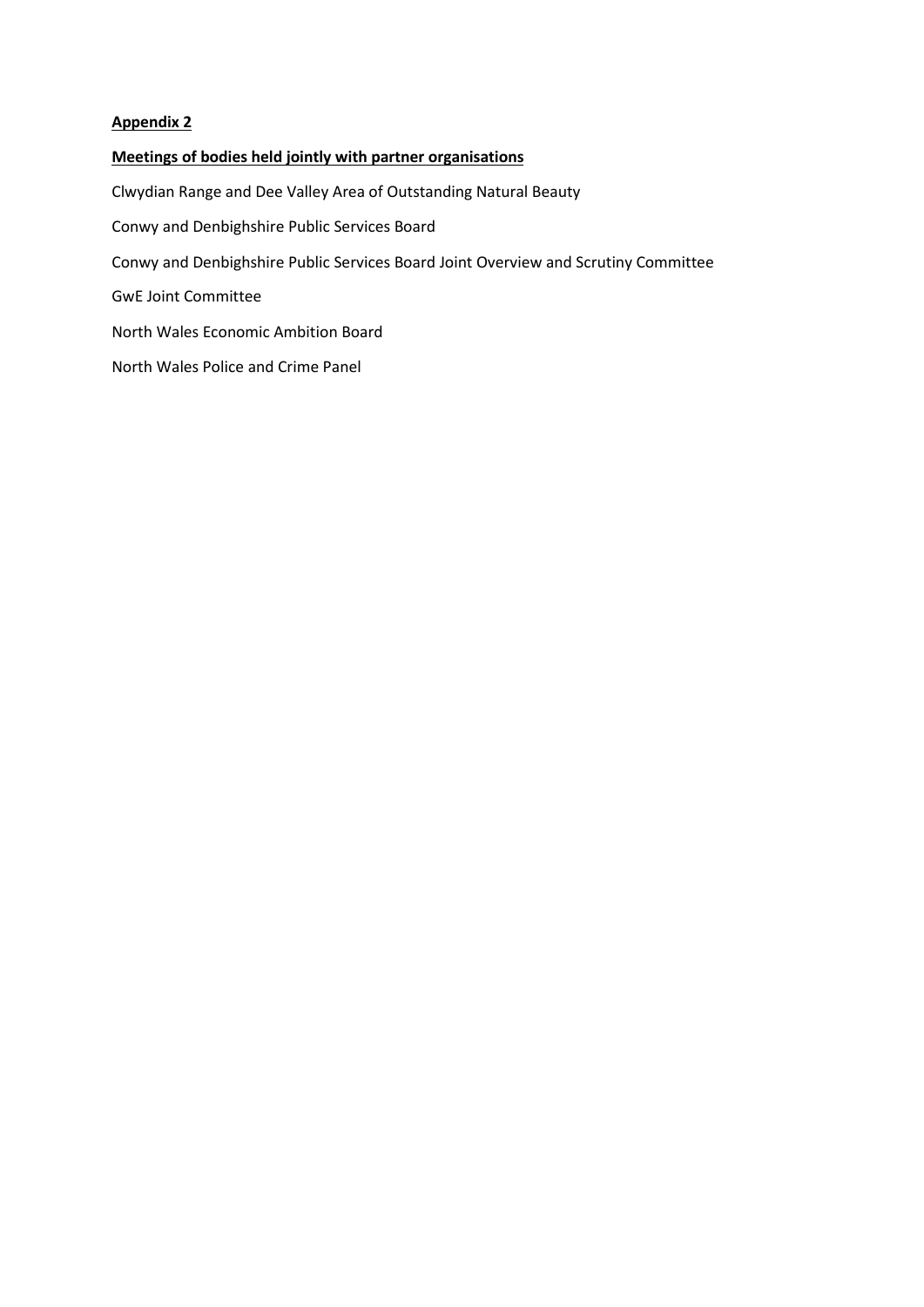**Appendix 2**

**Meetings of bodies held jointly with partner organisations**

Clwydian Range and Dee Valley Area of Outstanding Natural Beauty

Conwy and Denbighshire Public Services Board

Conwy and Denbighshire Public Services Board Joint Overview and Scrutiny Committee

GwE Joint Committee

North Wales Economic Ambition Board

North Wales Police and Crime Panel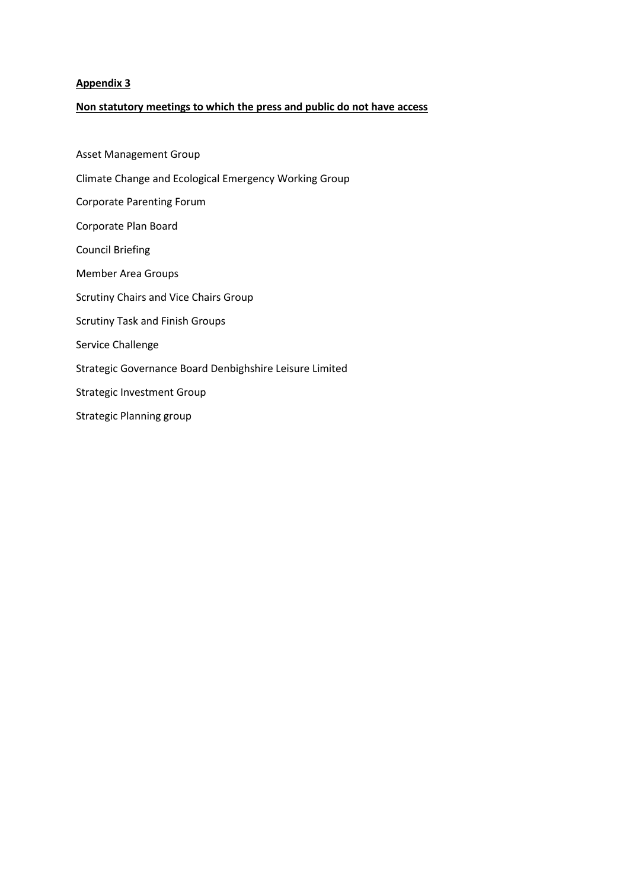**Appendix 3**

**Non statutory meetings to which the press and public do not have access**

Asset Management Group

Climate Change and Ecological Emergency Working Group

Corporate Parenting Forum

Corporate Plan Board

Council Briefing

Member Area Groups

Scrutiny Chairs and Vice Chairs Group

Scrutiny Task and Finish Groups

Service Challenge

Strategic Governance Board Denbighshire Leisure Limited

Strategic Investment Group

Strategic Planning group